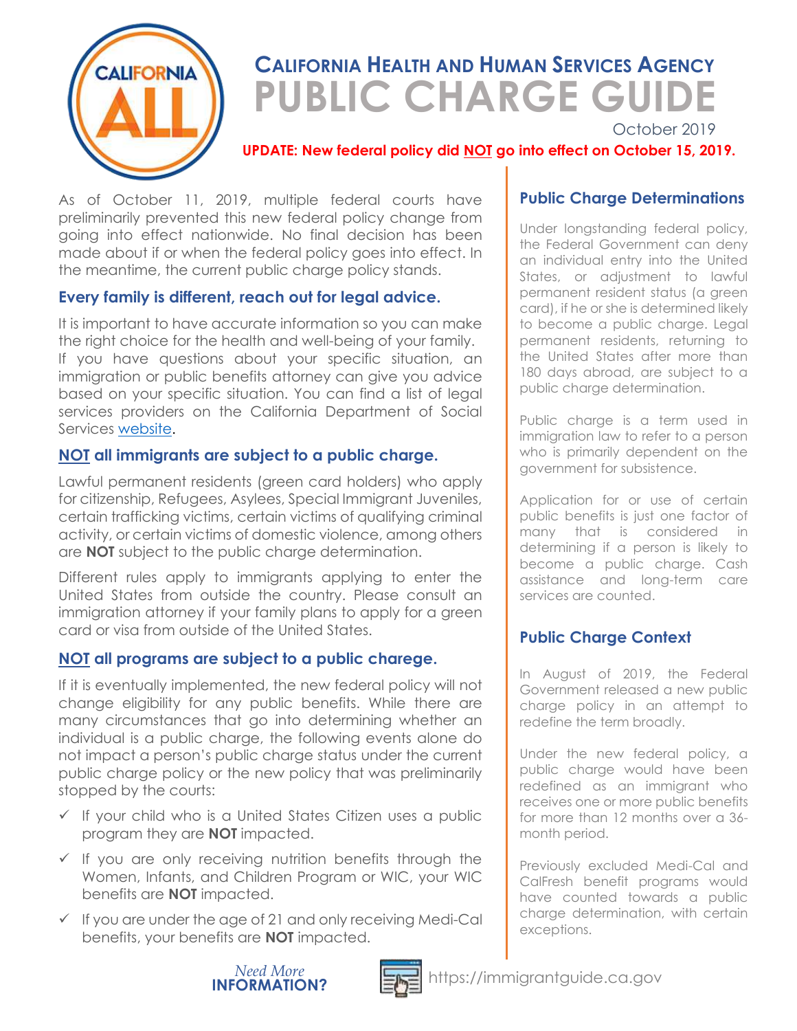# California Health and Human Services Agency

# PUBLIC CHARGE GUIDE

October 2019

**UPDATE: New federal policy did NOT go into effect on October 15, 2019.**

As of October 11, 2019, multiple federal courts have preliminarily prevented this new federal policy change from going into effect nationwide. No final decision has been made about if or when the federal policy goes into effect. In the meantime, the current public charge policy stands.

## Every family is different, reach out for legal advice.

It is important to have accurate information so you can make the right choice for the health and well-being of your family. If you have questions about your specific situation, an immigration or public benefits attorney can give you advice based on your specific situation. You can find a list of legal services providers on the California Department of Social Services website.

## NOT all immigrants are subject to a public charge.

Lawful permanent residents (green card holders) who apply for citizenship, Refugees, Asylees, Special Immigrant Juveniles, certain trafficking victims, certain victims of qualifying criminal activity, or certain victims of domestic violence, among others are **NOT** subject to the public charge determination.

Different rules apply to immigrants applying to enter the United States from outside the country. Please consult an immigration attorney if your family plans to apply for a green card or visa from outside of the United States.

## NOT all programs are subject to a public charege.

If it is eventually implemented, the new federal policy will not change eligibility for any public benefits. While there are many circumstances that go into determining whether an individual is a public charge, the following events alone do not impact a person's public charge status under the current public charge policy or the new policy that was preliminarily stopped by the courts:

- ✓ If your child who is a United States Citizen uses a public program they are **NOT** impacted.
- ✓ If you are only receiving nutrition benefits through the Women, Infants, and Children Program or WIC, your WIC benefits are **NOT** impacted.
- ✓ If you are under the age of 21 and only receiving Medi-Cal benefits, your benefits are **NOT** impacted.

## Public Charge Determinations

Under longstanding federal policy, the Federal Government can deny an individual entry into the United States, or adjustment to lawful permanent resident status (a green card), if he or she is determined likely to become a public charge. Legal permanent residents, returning to the United States after more than 180 days abroad, are subject to a public charge determination.

Public charge is a term used in immigration law to refer to a person who is primarily dependent on the government for subsistence.

Application for or use of certain public benefits is just one factor of many that is considered in determining if a person is likely to become a public charge. Cash assistance and long-term care services are counted.

## Public Charge Context

In August of 2019, the Federal Government released a new public charge policy in an attempt to redefine the term broadly.

Under the new federal policy, a public charge would have been redefined as an immigrant who receives one or more public benefits for more than 12 months over a 36-month period.

Previously excluded Medi-Cal and CalFresh benefit programs would have counted towards a public charge determination, with certain exceptions.

*Need More* **INFORMATION?** https://immigrantguide.ca.gov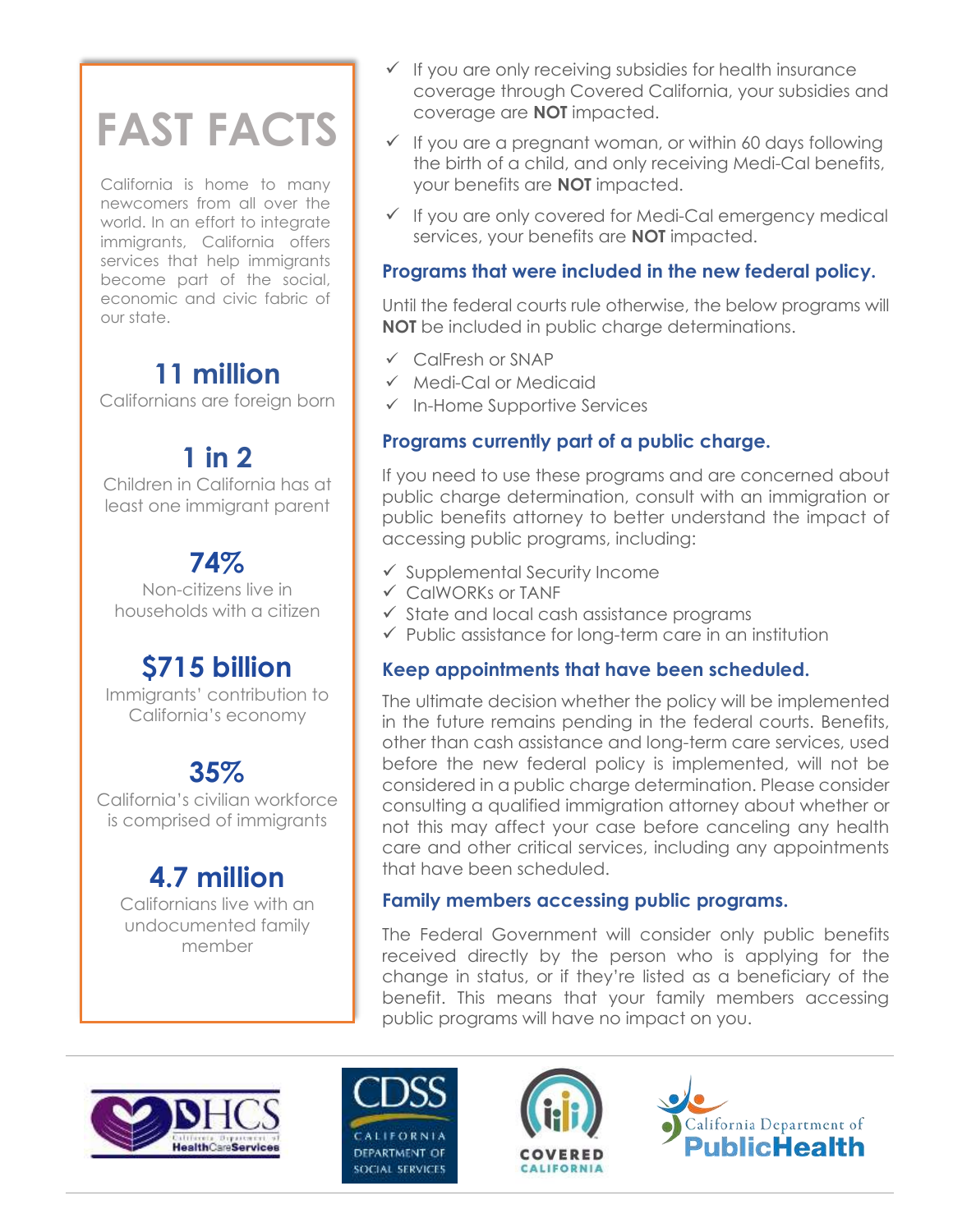# FAST FACTS

California is home to many newcomers from all over the world. In an effort to integrate immigrants, California offers services that help immigrants become part of the social, economic and civic fabric of our state.

**11 million**
Californians are foreign born

**1 in 2**
Children in California has at least one immigrant parent

**74%**
Non-citizens live in households with a citizen

**$715 billion**
Immigrants' contribution to California's economy

**35%**
California's civilian workforce is comprised of immigrants

**4.7 million**
Californians live with an undocumented family member

- ✓ If you are only receiving subsidies for health insurance coverage through Covered California, your subsidies and coverage are **NOT** impacted.
- ✓ If you are a pregnant woman, or within 60 days following the birth of a child, and only receiving Medi-Cal benefits, your benefits are **NOT** impacted.
- ✓ If you are only covered for Medi-Cal emergency medical services, your benefits are **NOT** impacted.

### Programs that were included in the new federal policy.

Until the federal courts rule otherwise, the below programs will **NOT** be included in public charge determinations.

- ✓ CalFresh or SNAP
- ✓ Medi-Cal or Medicaid
- ✓ In-Home Supportive Services

### Programs currently part of a public charge.

If you need to use these programs and are concerned about public charge determination, consult with an immigration or public benefits attorney to better understand the impact of accessing public programs, including:

- ✓ Supplemental Security Income
- ✓ CalWORKs or TANF
- ✓ State and local cash assistance programs
- ✓ Public assistance for long-term care in an institution

### Keep appointments that have been scheduled.

The ultimate decision whether the policy will be implemented in the future remains pending in the federal courts. Benefits, other than cash assistance and long-term care services, used before the new federal policy is implemented, will not be considered in a public charge determination. Please consider consulting a qualified immigration attorney about whether or not this may affect your case before canceling any health care and other critical services, including any appointments that have been scheduled.

### Family members accessing public programs.

The Federal Government will consider only public benefits received directly by the person who is applying for the change in status, or if they're listed as a beneficiary of the benefit. This means that your family members accessing public programs will have no impact on you.

DHCS California Department of Health Care Services

CDSS California Department of Social Services

Covered California

California Department of Public Health